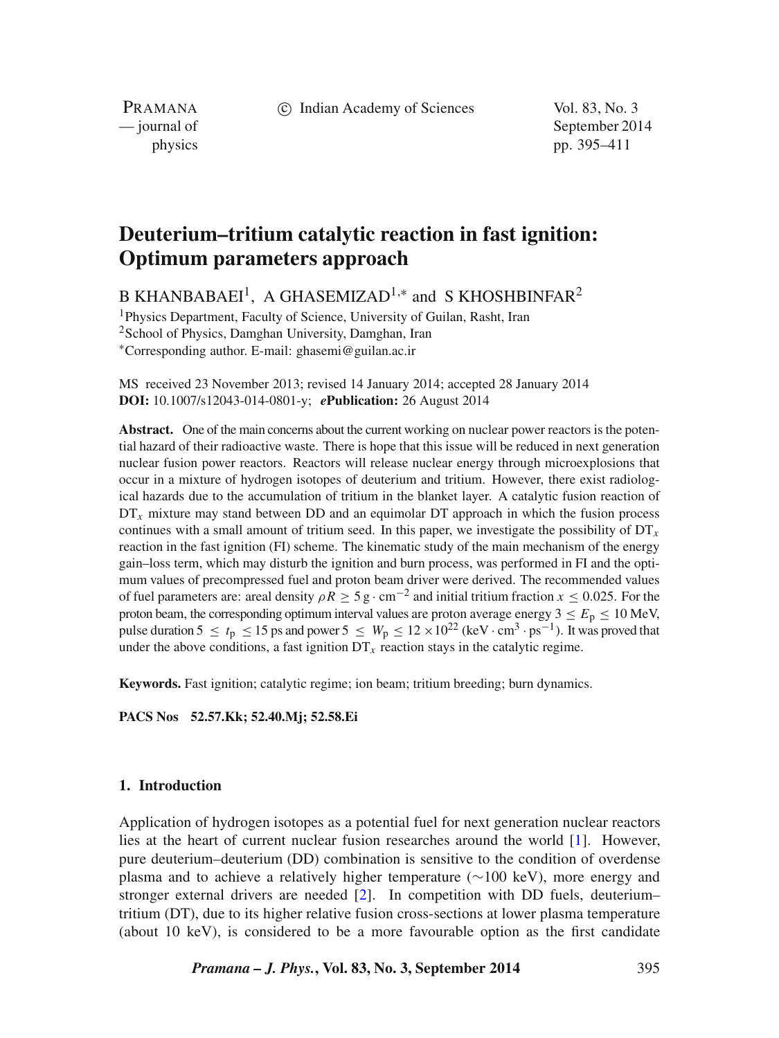# Deuterium–tritium catalytic reaction in fast ignition: Optimum parameters approach

B KHANBABAEI[1], A GHASEMIZAD[1,*] and S KHOSHBINFAR[2]

[1]Physics Department, Faculty of Science, University of Guilan, Rasht, Iran
[2]School of Physics, Damghan University, Damghan, Iran
[*]Corresponding author. E-mail: ghasemi@guilan.ac.ir

MS received 23 November 2013; revised 14 January 2014; accepted 28 January 2014
**DOI:** 10.1007/s12043-014-0801-y; ***e*Publication:** 26 August 2014

**Abstract.** One of the main concerns about the current working on nuclear power reactors is the potential hazard of their radioactive waste. There is hope that this issue will be reduced in next generation nuclear fusion power reactors. Reactors will release nuclear energy through microexplosions that occur in a mixture of hydrogen isotopes of deuterium and tritium. However, there exist radiological hazards due to the accumulation of tritium in the blanket layer. A catalytic fusion reaction of $DT_x$ mixture may stand between DD and an equimolar DT approach in which the fusion process continues with a small amount of tritium seed. In this paper, we investigate the possibility of $DT_x$ reaction in the fast ignition (FI) scheme. The kinematic study of the main mechanism of the energy gain–loss term, which may disturb the ignition and burn process, was performed in FI and the optimum values of precompressed fuel and proton beam driver were derived. The recommended values of fuel parameters are: areal density $\rho R \geq 5\ \mathrm{g\cdot cm^{-2}}$ and initial tritium fraction $x \leq 0.025$. For the proton beam, the corresponding optimum interval values are proton average energy $3 \leq E_\mathrm{p} \leq 10$ MeV, pulse duration $5 \leq t_\mathrm{p} \leq 15$ ps and power $5 \leq W_\mathrm{p} \leq 12 \times 10^{22}$ ($\mathrm{keV\cdot cm^3\cdot ps^{-1}}$). It was proved that under the above conditions, a fast ignition $DT_x$ reaction stays in the catalytic regime.

**Keywords.** Fast ignition; catalytic regime; ion beam; tritium breeding; burn dynamics.

**PACS Nos** 52.57.Kk; 52.40.Mj; 52.58.Ei

## 1. Introduction

Application of hydrogen isotopes as a potential fuel for next generation nuclear reactors lies at the heart of current nuclear fusion researches around the world [1]. However, pure deuterium–deuterium (DD) combination is sensitive to the condition of overdense plasma and to achieve a relatively higher temperature (~100 keV), more energy and stronger external drivers are needed [2]. In competition with DD fuels, deuterium–tritium (DT), due to its higher relative fusion cross-sections at lower plasma temperature (about 10 keV), is considered to be a more favourable option as the first candidate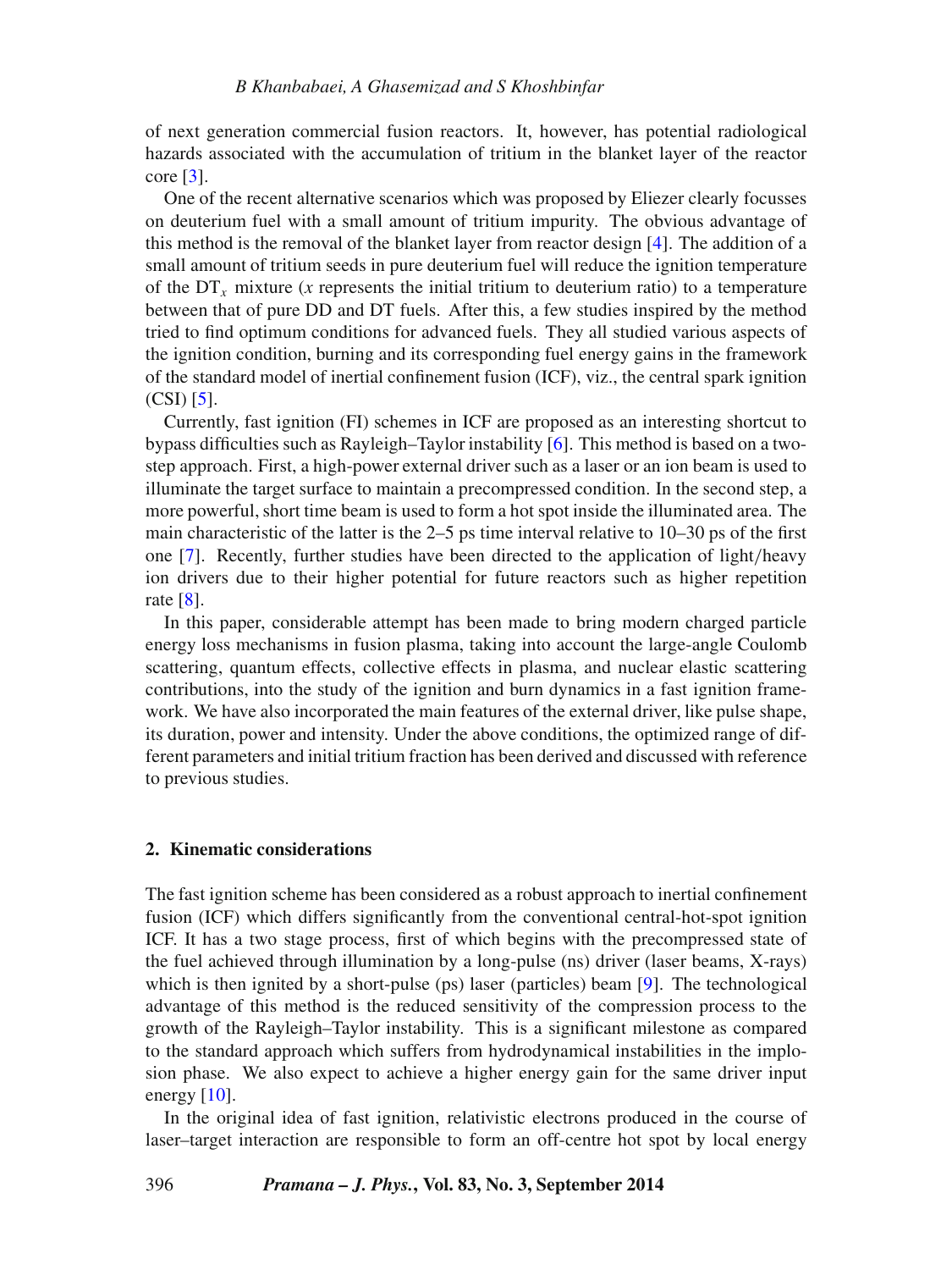of next generation commercial fusion reactors. It, however, has potential radiological hazards associated with the accumulation of tritium in the blanket layer of the reactor core [3].

One of the recent alternative scenarios which was proposed by Eliezer clearly focusses on deuterium fuel with a small amount of tritium impurity. The obvious advantage of this method is the removal of the blanket layer from reactor design [4]. The addition of a small amount of tritium seeds in pure deuterium fuel will reduce the ignition temperature of the $DT_x$ mixture ($x$ represents the initial tritium to deuterium ratio) to a temperature between that of pure DD and DT fuels. After this, a few studies inspired by the method tried to find optimum conditions for advanced fuels. They all studied various aspects of the ignition condition, burning and its corresponding fuel energy gains in the framework of the standard model of inertial confinement fusion (ICF), viz., the central spark ignition (CSI) [5].

Currently, fast ignition (FI) schemes in ICF are proposed as an interesting shortcut to bypass difficulties such as Rayleigh–Taylor instability [6]. This method is based on a two-step approach. First, a high-power external driver such as a laser or an ion beam is used to illuminate the target surface to maintain a precompressed condition. In the second step, a more powerful, short time beam is used to form a hot spot inside the illuminated area. The main characteristic of the latter is the 2–5 ps time interval relative to 10–30 ps of the first one [7]. Recently, further studies have been directed to the application of light/heavy ion drivers due to their higher potential for future reactors such as higher repetition rate [8].

In this paper, considerable attempt has been made to bring modern charged particle energy loss mechanisms in fusion plasma, taking into account the large-angle Coulomb scattering, quantum effects, collective effects in plasma, and nuclear elastic scattering contributions, into the study of the ignition and burn dynamics in a fast ignition framework. We have also incorporated the main features of the external driver, like pulse shape, its duration, power and intensity. Under the above conditions, the optimized range of different parameters and initial tritium fraction has been derived and discussed with reference to previous studies.

## 2. Kinematic considerations

The fast ignition scheme has been considered as a robust approach to inertial confinement fusion (ICF) which differs significantly from the conventional central-hot-spot ignition ICF. It has a two stage process, first of which begins with the precompressed state of the fuel achieved through illumination by a long-pulse (ns) driver (laser beams, X-rays) which is then ignited by a short-pulse (ps) laser (particles) beam [9]. The technological advantage of this method is the reduced sensitivity of the compression process to the growth of the Rayleigh–Taylor instability. This is a significant milestone as compared to the standard approach which suffers from hydrodynamical instabilities in the implosion phase. We also expect to achieve a higher energy gain for the same driver input energy [10].

In the original idea of fast ignition, relativistic electrons produced in the course of laser–target interaction are responsible to form an off-centre hot spot by local energy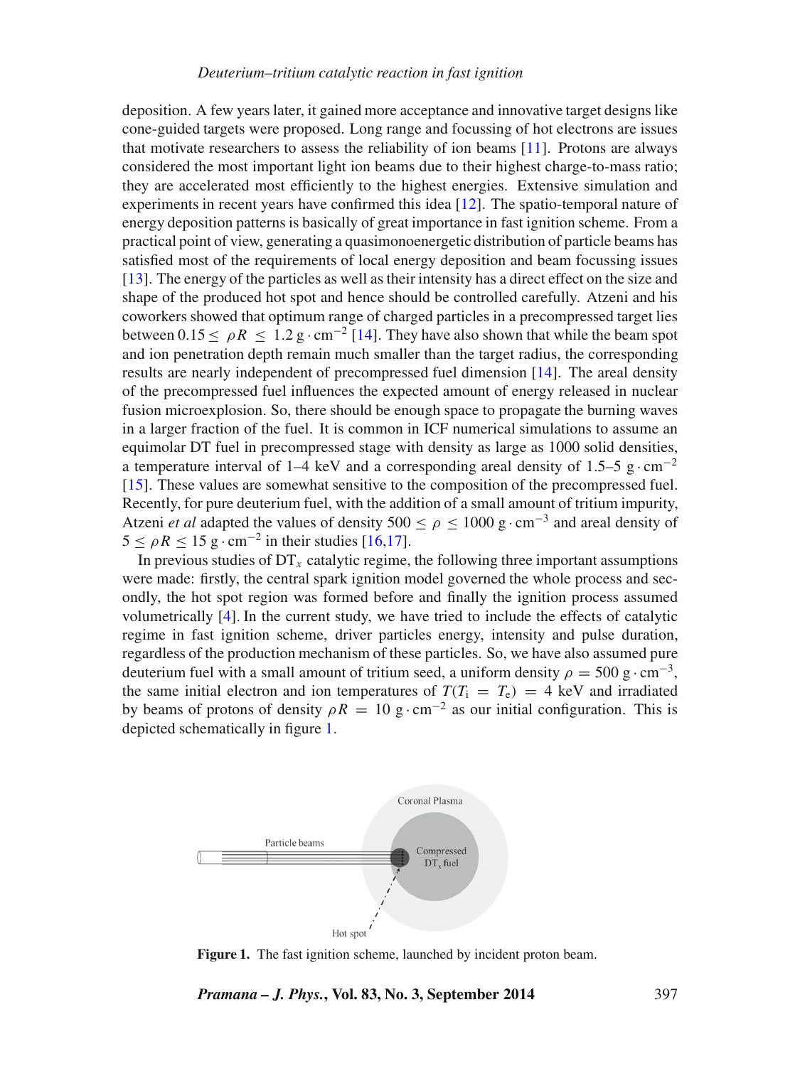deposition. A few years later, it gained more acceptance and innovative target designs like cone-guided targets were proposed. Long range and focussing of hot electrons are issues that motivate researchers to assess the reliability of ion beams [11]. Protons are always considered the most important light ion beams due to their highest charge-to-mass ratio; they are accelerated most efficiently to the highest energies. Extensive simulation and experiments in recent years have confirmed this idea [12]. The spatio-temporal nature of energy deposition patterns is basically of great importance in fast ignition scheme. From a practical point of view, generating a quasimonoenergetic distribution of particle beams has satisfied most of the requirements of local energy deposition and beam focussing issues [13]. The energy of the particles as well as their intensity has a direct effect on the size and shape of the produced hot spot and hence should be controlled carefully. Atzeni and his coworkers showed that optimum range of charged particles in a precompressed target lies between $0.15 \leq \rho R \leq 1.2\ \mathrm{g \cdot cm^{-2}}$ [14]. They have also shown that while the beam spot and ion penetration depth remain much smaller than the target radius, the corresponding results are nearly independent of precompressed fuel dimension [14]. The areal density of the precompressed fuel influences the expected amount of energy released in nuclear fusion microexplosion. So, there should be enough space to propagate the burning waves in a larger fraction of the fuel. It is common in ICF numerical simulations to assume an equimolar DT fuel in precompressed stage with density as large as 1000 solid densities, a temperature interval of 1–4 keV and a corresponding areal density of 1.5–5 $\mathrm{g \cdot cm^{-2}}$ [15]. These values are somewhat sensitive to the composition of the precompressed fuel. Recently, for pure deuterium fuel, with the addition of a small amount of tritium impurity, Atzeni *et al* adapted the values of density $500 \leq \rho \leq 1000\ \mathrm{g \cdot cm^{-3}}$ and areal density of $5 \leq \rho R \leq 15\ \mathrm{g \cdot cm^{-2}}$ in their studies [16,17].

In previous studies of $\mathrm{DT}_x$ catalytic regime, the following three important assumptions were made: firstly, the central spark ignition model governed the whole process and secondly, the hot spot region was formed before and finally the ignition process assumed volumetrically [4]. In the current study, we have tried to include the effects of catalytic regime in fast ignition scheme, driver particles energy, intensity and pulse duration, regardless of the production mechanism of these particles. So, we have also assumed pure deuterium fuel with a small amount of tritium seed, a uniform density $\rho = 500\ \mathrm{g \cdot cm^{-3}}$, the same initial electron and ion temperatures of $T(T_{\mathrm{i}} = T_{\mathrm{e}}) = 4$ keV and irradiated by beams of protons of density $\rho R = 10\ \mathrm{g \cdot cm^{-2}}$ as our initial configuration. This is depicted schematically in figure 1.

**Figure 1.** The fast ignition scheme, launched by incident proton beam.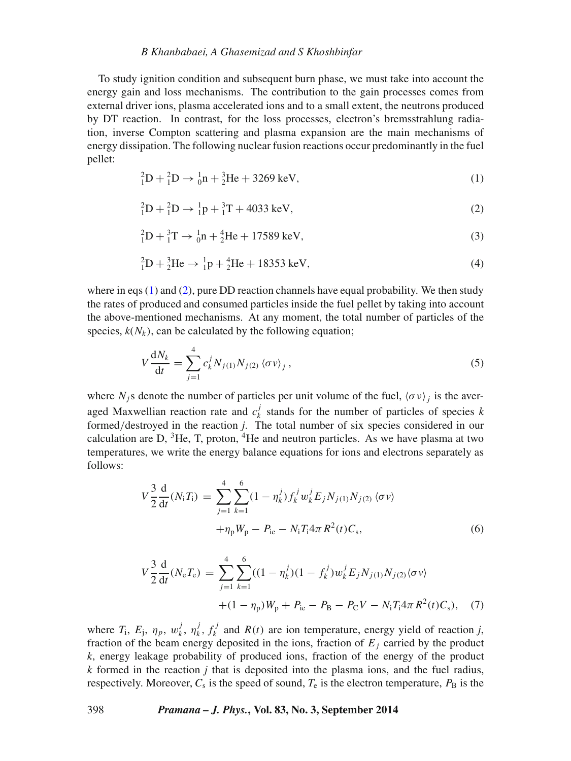To study ignition condition and subsequent burn phase, we must take into account the energy gain and loss mechanisms. The contribution to the gain processes comes from external driver ions, plasma accelerated ions and to a small extent, the neutrons produced by DT reaction. In contrast, for the loss processes, electron's bremsstrahlung radiation, inverse Compton scattering and plasma expansion are the main mechanisms of energy dissipation. The following nuclear fusion reactions occur predominantly in the fuel pellet:

$$ {}_1^2\mathrm{D} + {}_1^2\mathrm{D} \rightarrow {}_0^1\mathrm{n} + {}_2^3\mathrm{He} + 3269\ \mathrm{keV}, \tag{1} $$

$$ {}_1^2\mathrm{D} + {}_1^2\mathrm{D} \rightarrow {}_1^1\mathrm{p} + {}_1^3\mathrm{T} + 4033\ \mathrm{keV}, \tag{2} $$

$$ {}_1^2\mathrm{D} + {}_1^3\mathrm{T} \rightarrow {}_0^1\mathrm{n} + {}_2^4\mathrm{He} + 17589\ \mathrm{keV}, \tag{3} $$

$$ {}_1^2\mathrm{D} + {}_2^3\mathrm{He} \rightarrow {}_1^1\mathrm{p} + {}_2^4\mathrm{He} + 18353\ \mathrm{keV}, \tag{4} $$

where in eqs (1) and (2), pure DD reaction channels have equal probability. We then study the rates of produced and consumed particles inside the fuel pellet by taking into account the above-mentioned mechanisms. At any moment, the total number of particles of the species, $k(N_k)$, can be calculated by the following equation;

$$ V\frac{\mathrm{d}N_k}{\mathrm{d}t} = \sum_{j=1}^{4} c_k^j N_{j(1)} N_{j(2)} \langle \sigma v \rangle_j , \tag{5} $$

where $N_j$s denote the number of particles per unit volume of the fuel, $\langle \sigma v \rangle_j$ is the averaged Maxwellian reaction rate and $c_k^j$ stands for the number of particles of species $k$ formed/destroyed in the reaction $j$. The total number of six species considered in our calculation are D, $^3$He, T, proton, $^4$He and neutron particles. As we have plasma at two temperatures, we write the energy balance equations for ions and electrons separately as follows:

$$ \begin{aligned} V\frac{3}{2}\frac{\mathrm{d}}{\mathrm{d}t}(N_\mathrm{i}T_\mathrm{i}) = &\sum_{j=1}^{4}\sum_{k=1}^{6}(1-\eta_k^j) f_k^j w_k^j E_j N_{j(1)} N_{j(2)} \langle \sigma v \rangle \\ &+ \eta_\mathrm{p} W_\mathrm{p} - P_\mathrm{ie} - N_\mathrm{i} T_\mathrm{i} 4\pi R^2(t) C_\mathrm{s}, \end{aligned} \tag{6} $$

$$ \begin{aligned} V\frac{3}{2}\frac{\mathrm{d}}{\mathrm{d}t}(N_\mathrm{e}T_\mathrm{e}) = &\sum_{j=1}^{4}\sum_{k=1}^{6}((1-\eta_k^j)(1-f_k^j) w_k^j E_j N_{j(1)} N_{j(2)} \langle \sigma v \rangle \\ &+ (1-\eta_\mathrm{p}) W_\mathrm{p} + P_\mathrm{ie} - P_\mathrm{B} - P_\mathrm{C} V - N_\mathrm{i} T_\mathrm{i} 4\pi R^2(t) C_\mathrm{s}), \end{aligned} \tag{7} $$

where $T_\mathrm{i}$, $E_\mathrm{j}$, $\eta_p$, $w_k^j$, $\eta_k^j$, $f_k^j$ and $R(t)$ are ion temperature, energy yield of reaction $j$, fraction of the beam energy deposited in the ions, fraction of $E_j$ carried by the product $k$, energy leakage probability of produced ions, fraction of the energy of the product $k$ formed in the reaction $j$ that is deposited into the plasma ions, and the fuel radius, respectively. Moreover, $C_\mathrm{s}$ is the speed of sound, $T_\mathrm{e}$ is the electron temperature, $P_\mathrm{B}$ is the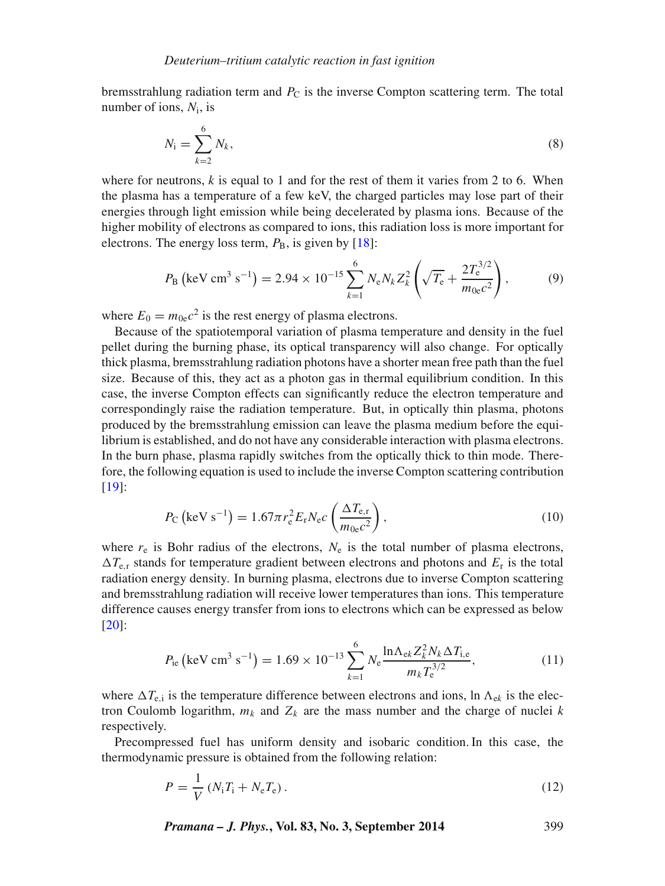bremsstrahlung radiation term and $P_{\mathrm{C}}$ is the inverse Compton scattering term. The total number of ions, $N_{\mathrm{i}}$, is

$$N_{\mathrm{i}} = \sum_{k=2}^{6} N_k, \tag{8}$$

where for neutrons, $k$ is equal to 1 and for the rest of them it varies from 2 to 6. When the plasma has a temperature of a few keV, the charged particles may lose part of their energies through light emission while being decelerated by plasma ions. Because of the higher mobility of electrons as compared to ions, this radiation loss is more important for electrons. The energy loss term, $P_{\mathrm{B}}$, is given by [18]:

$$P_{\mathrm{B}}\left(\mathrm{keV\ cm^3\ s^{-1}}\right) = 2.94 \times 10^{-15} \sum_{k=1}^{6} N_{\mathrm{e}} N_k Z_k^2 \left(\sqrt{T_{\mathrm{e}}} + \frac{2T_{\mathrm{e}}^{3/2}}{m_{0\mathrm{e}}c^2}\right), \tag{9}$$

where $E_0 = m_{0\mathrm{e}}c^2$ is the rest energy of plasma electrons.

Because of the spatiotemporal variation of plasma temperature and density in the fuel pellet during the burning phase, its optical transparency will also change. For optically thick plasma, bremsstrahlung radiation photons have a shorter mean free path than the fuel size. Because of this, they act as a photon gas in thermal equilibrium condition. In this case, the inverse Compton effects can significantly reduce the electron temperature and correspondingly raise the radiation temperature. But, in optically thin plasma, photons produced by the bremsstrahlung emission can leave the plasma medium before the equilibrium is established, and do not have any considerable interaction with plasma electrons. In the burn phase, plasma rapidly switches from the optically thick to thin mode. Therefore, the following equation is used to include the inverse Compton scattering contribution [19]:

$$P_{\mathrm{C}}\left(\mathrm{keV\ s^{-1}}\right) = 1.67\pi r_{\mathrm{e}}^2 E_{\mathrm{r}} N_{\mathrm{e}} c \left(\frac{\Delta T_{\mathrm{e,r}}}{m_{0\mathrm{e}}c^2}\right), \tag{10}$$

where $r_{\mathrm{e}}$ is Bohr radius of the electrons, $N_{\mathrm{e}}$ is the total number of plasma electrons, $\Delta T_{\mathrm{e,r}}$ stands for temperature gradient between electrons and photons and $E_{\mathrm{r}}$ is the total radiation energy density. In burning plasma, electrons due to inverse Compton scattering and bremsstrahlung radiation will receive lower temperatures than ions. This temperature difference causes energy transfer from ions to electrons which can be expressed as below [20]:

$$P_{\mathrm{ie}}\left(\mathrm{keV\ cm^3\ s^{-1}}\right) = 1.69 \times 10^{-13} \sum_{k=1}^{6} N_{\mathrm{e}} \frac{\ln\Lambda_{\mathrm{e}k} Z_k^2 N_k \Delta T_{\mathrm{i,e}}}{m_k T_{\mathrm{e}}^{3/2}}, \tag{11}$$

where $\Delta T_{\mathrm{e,i}}$ is the temperature difference between electrons and ions, $\ln \Lambda_{\mathrm{e}k}$ is the electron Coulomb logarithm, $m_k$ and $Z_k$ are the mass number and the charge of nuclei $k$ respectively.

Precompressed fuel has uniform density and isobaric condition. In this case, the thermodynamic pressure is obtained from the following relation:

$$P = \frac{1}{V}\left(N_{\mathrm{i}}T_{\mathrm{i}} + N_{\mathrm{e}}T_{\mathrm{e}}\right). \tag{12}$$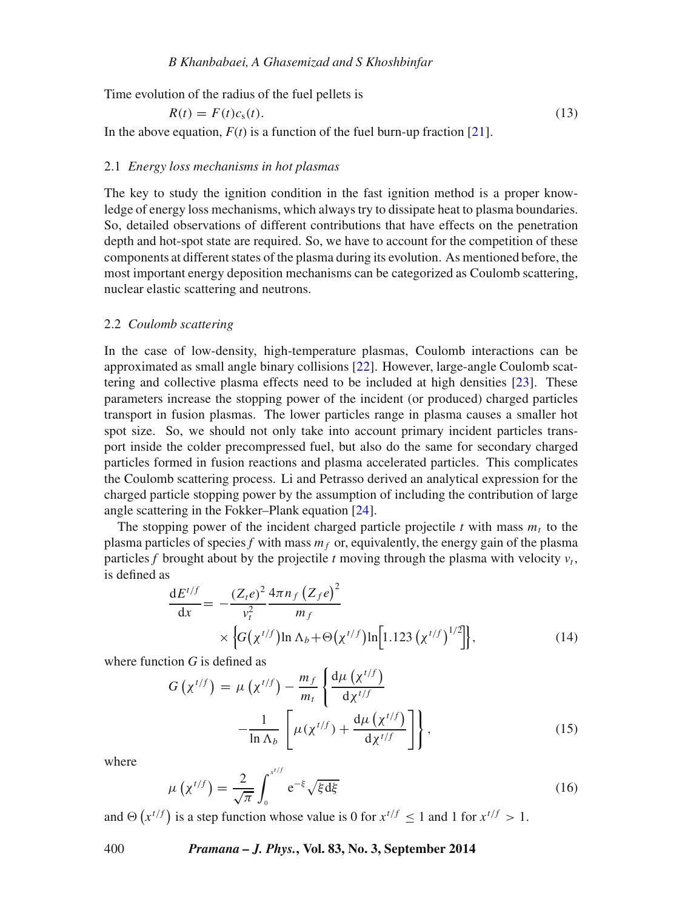Time evolution of the radius of the fuel pellets is

$$R(t) = F(t)c_s(t). \tag{13}$$

In the above equation, $F(t)$ is a function of the fuel burn-up fraction [21].

### 2.1 *Energy loss mechanisms in hot plasmas*

The key to study the ignition condition in the fast ignition method is a proper knowledge of energy loss mechanisms, which always try to dissipate heat to plasma boundaries. So, detailed observations of different contributions that have effects on the penetration depth and hot-spot state are required. So, we have to account for the competition of these components at different states of the plasma during its evolution. As mentioned before, the most important energy deposition mechanisms can be categorized as Coulomb scattering, nuclear elastic scattering and neutrons.

### 2.2 *Coulomb scattering*

In the case of low-density, high-temperature plasmas, Coulomb interactions can be approximated as small angle binary collisions [22]. However, large-angle Coulomb scattering and collective plasma effects need to be included at high densities [23]. These parameters increase the stopping power of the incident (or produced) charged particles transport in fusion plasmas. The lower particles range in plasma causes a smaller hot spot size. So, we should not only take into account primary incident particles transport inside the colder precompressed fuel, but also do the same for secondary charged particles formed in fusion reactions and plasma accelerated particles. This complicates the Coulomb scattering process. Li and Petrasso derived an analytical expression for the charged particle stopping power by the assumption of including the contribution of large angle scattering in the Fokker–Plank equation [24].

The stopping power of the incident charged particle projectile $t$ with mass $m_t$ to the plasma particles of species $f$ with mass $m_f$ or, equivalently, the energy gain of the plasma particles $f$ brought about by the projectile $t$ moving through the plasma with velocity $v_t$, is defined as

$$\frac{\mathrm{d}E^{t/f}}{\mathrm{d}x} = -\frac{(Z_t e)^2}{v_t^2}\frac{4\pi n_f \left(Z_f e\right)^2}{m_f} \times \left\{G\left(\chi^{t/f}\right)\ln\Lambda_b + \Theta\left(\chi^{t/f}\right)\ln\left[1.123\left(\chi^{t/f}\right)^{1/2}\right]\right\}, \tag{14}$$

where function $G$ is defined as

$$G\left(\chi^{t/f}\right) = \mu\left(\chi^{t/f}\right) - \frac{m_f}{m_t}\left\{\frac{\mathrm{d}\mu\left(\chi^{t/f}\right)}{\mathrm{d}\chi^{t/f}} - \frac{1}{\ln\Lambda_b}\left[\mu(\chi^{t/f}) + \frac{\mathrm{d}\mu\left(\chi^{t/f}\right)}{\mathrm{d}\chi^{t/f}}\right]\right\}, \tag{15}$$

where

$$\mu\left(\chi^{t/f}\right) = \frac{2}{\sqrt{\pi}}\int_0^{x^{t/f}} \mathrm{e}^{-\xi}\sqrt{\xi}\,\mathrm{d}\xi \tag{16}$$

and $\Theta\left(x^{t/f}\right)$ is a step function whose value is 0 for $x^{t/f} \leq 1$ and 1 for $x^{t/f} > 1$.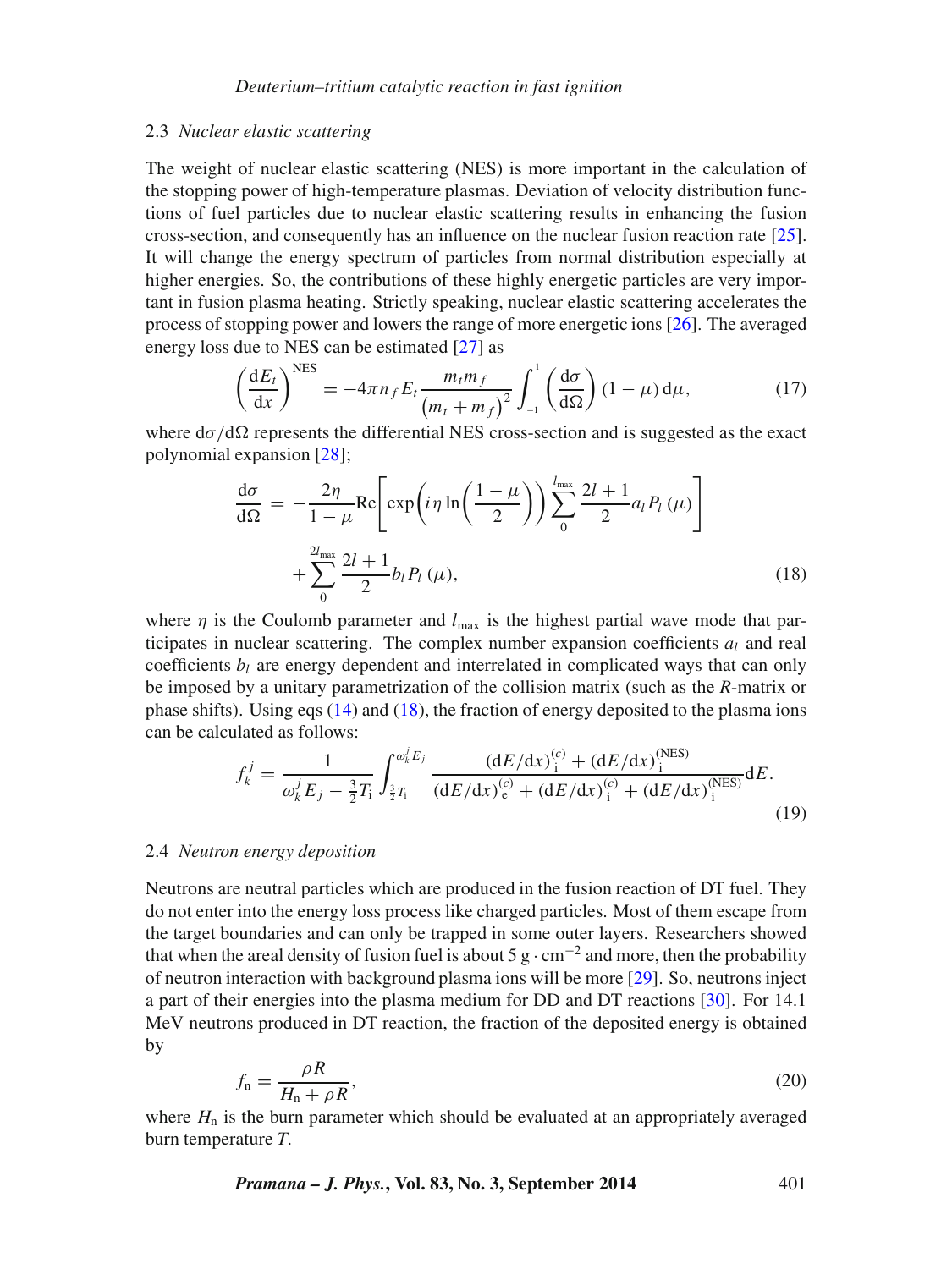### 2.3 *Nuclear elastic scattering*

The weight of nuclear elastic scattering (NES) is more important in the calculation of the stopping power of high-temperature plasmas. Deviation of velocity distribution functions of fuel particles due to nuclear elastic scattering results in enhancing the fusion cross-section, and consequently has an influence on the nuclear fusion reaction rate [25]. It will change the energy spectrum of particles from normal distribution especially at higher energies. So, the contributions of these highly energetic particles are very important in fusion plasma heating. Strictly speaking, nuclear elastic scattering accelerates the process of stopping power and lowers the range of more energetic ions [26]. The averaged energy loss due to NES can be estimated [27] as

$$\left(\frac{\mathrm{d}E_t}{\mathrm{d}x}\right)^{\mathrm{NES}} = -4\pi n_f E_t \frac{m_t m_f}{\left(m_t + m_f\right)^2} \int_{-1}^{1} \left(\frac{\mathrm{d}\sigma}{\mathrm{d}\Omega}\right)(1-\mu)\,\mathrm{d}\mu, \tag{17}$$

where $\mathrm{d}\sigma/\mathrm{d}\Omega$ represents the differential NES cross-section and is suggested as the exact polynomial expansion [28];

$$\frac{\mathrm{d}\sigma}{\mathrm{d}\Omega} = -\frac{2\eta}{1-\mu}\mathrm{Re}\left[\exp\left(i\eta\ln\left(\frac{1-\mu}{2}\right)\right)\sum_{0}^{l_{\max}}\frac{2l+1}{2}a_l P_l(\mu)\right] + \sum_{0}^{2l_{\max}}\frac{2l+1}{2}b_l P_l(\mu), \tag{18}$$

where $\eta$ is the Coulomb parameter and $l_{\max}$ is the highest partial wave mode that participates in nuclear scattering. The complex number expansion coefficients $a_l$ and real coefficients $b_l$ are energy dependent and interrelated in complicated ways that can only be imposed by a unitary parametrization of the collision matrix (such as the $R$-matrix or phase shifts). Using eqs (14) and (18), the fraction of energy deposited to the plasma ions can be calculated as follows:

$$f_k^j = \frac{1}{\omega_k^j E_j - \frac{3}{2}T_\mathrm{i}} \int_{\frac{3}{2}T_\mathrm{i}}^{\omega_k^j E_j} \frac{(\mathrm{d}E/\mathrm{d}x)_\mathrm{i}^{(c)} + (\mathrm{d}E/\mathrm{d}x)_\mathrm{i}^{(\mathrm{NES})}}{(\mathrm{d}E/\mathrm{d}x)_\mathrm{e}^{(c)} + (\mathrm{d}E/\mathrm{d}x)_\mathrm{i}^{(c)} + (\mathrm{d}E/\mathrm{d}x)_\mathrm{i}^{(\mathrm{NES})}}\mathrm{d}E. \tag{19}$$

### 2.4 *Neutron energy deposition*

Neutrons are neutral particles which are produced in the fusion reaction of DT fuel. They do not enter into the energy loss process like charged particles. Most of them escape from the target boundaries and can only be trapped in some outer layers. Researchers showed that when the areal density of fusion fuel is about 5 $\mathrm{g\cdot cm^{-2}}$ and more, then the probability of neutron interaction with background plasma ions will be more [29]. So, neutrons inject a part of their energies into the plasma medium for DD and DT reactions [30]. For 14.1 MeV neutrons produced in DT reaction, the fraction of the deposited energy is obtained by

$$f_\mathrm{n} = \frac{\rho R}{H_\mathrm{n} + \rho R}, \tag{20}$$

where $H_\mathrm{n}$ is the burn parameter which should be evaluated at an appropriately averaged burn temperature $T$.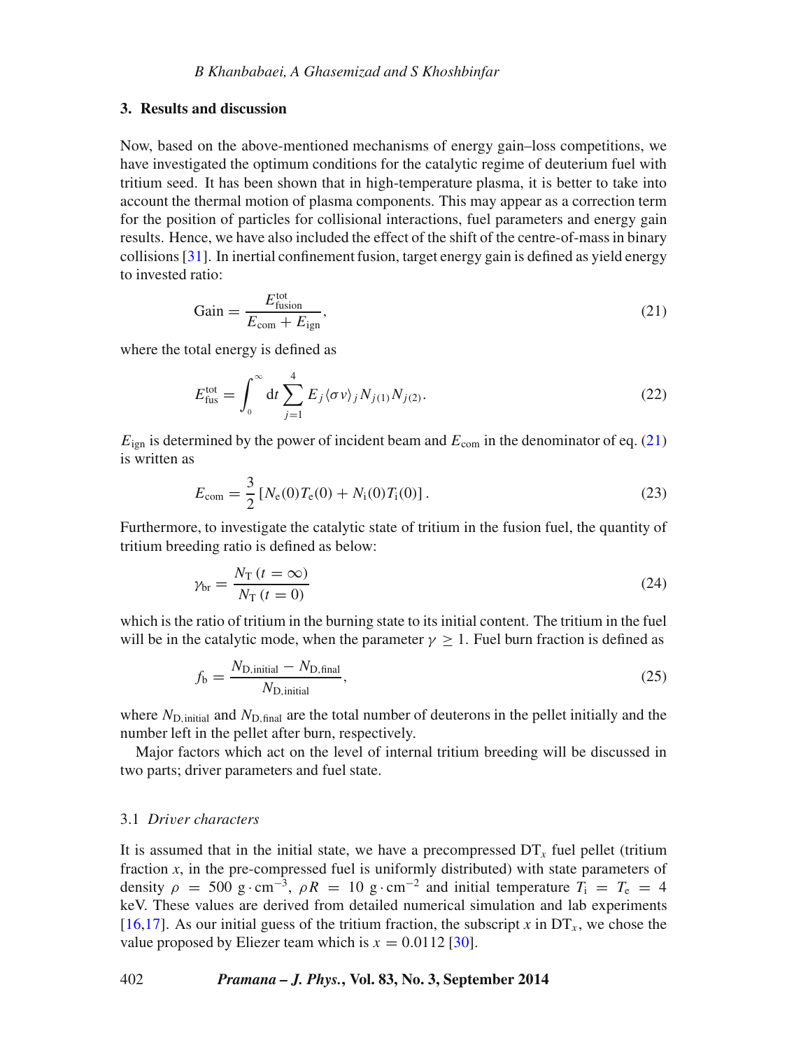## 3. Results and discussion

Now, based on the above-mentioned mechanisms of energy gain–loss competitions, we have investigated the optimum conditions for the catalytic regime of deuterium fuel with tritium seed. It has been shown that in high-temperature plasma, it is better to take into account the thermal motion of plasma components. This may appear as a correction term for the position of particles for collisional interactions, fuel parameters and energy gain results. Hence, we have also included the effect of the shift of the centre-of-mass in binary collisions [31]. In inertial confinement fusion, target energy gain is defined as yield energy to invested ratio:

$$\text{Gain} = \frac{E_{\text{fusion}}^{\text{tot}}}{E_{\text{com}} + E_{\text{ign}}}, \tag{21}$$

where the total energy is defined as

$$E_{\text{fus}}^{\text{tot}} = \int_0^\infty \mathrm{d}t \sum_{j=1}^{4} E_j \langle \sigma v \rangle_j N_{j(1)} N_{j(2)}. \tag{22}$$

$E_{\text{ign}}$ is determined by the power of incident beam and $E_{\text{com}}$ in the denominator of eq. (21) is written as

$$E_{\text{com}} = \frac{3}{2}\left[N_{\text{e}}(0)T_{\text{e}}(0) + N_{\text{i}}(0)T_{\text{i}}(0)\right]. \tag{23}$$

Furthermore, to investigate the catalytic state of tritium in the fusion fuel, the quantity of tritium breeding ratio is defined as below:

$$\gamma_{\text{br}} = \frac{N_{\text{T}}\,(t=\infty)}{N_{\text{T}}\,(t=0)} \tag{24}$$

which is the ratio of tritium in the burning state to its initial content. The tritium in the fuel will be in the catalytic mode, when the parameter $\gamma \geq 1$. Fuel burn fraction is defined as

$$f_{\text{b}} = \frac{N_{\text{D,initial}} - N_{\text{D,final}}}{N_{\text{D,initial}}}, \tag{25}$$

where $N_{\text{D,initial}}$ and $N_{\text{D,final}}$ are the total number of deuterons in the pellet initially and the number left in the pellet after burn, respectively.

Major factors which act on the level of internal tritium breeding will be discussed in two parts; driver parameters and fuel state.

### 3.1 *Driver characters*

It is assumed that in the initial state, we have a precompressed $DT_x$ fuel pellet (tritium fraction $x$, in the pre-compressed fuel is uniformly distributed) with state parameters of density $\rho = 500\ \text{g}\cdot\text{cm}^{-3}$, $\rho R = 10\ \text{g}\cdot\text{cm}^{-2}$ and initial temperature $T_{\text{i}} = T_{\text{e}} = 4$ keV. These values are derived from detailed numerical simulation and lab experiments [16,17]. As our initial guess of the tritium fraction, the subscript $x$ in $DT_x$, we chose the value proposed by Eliezer team which is $x = 0.0112$ [30].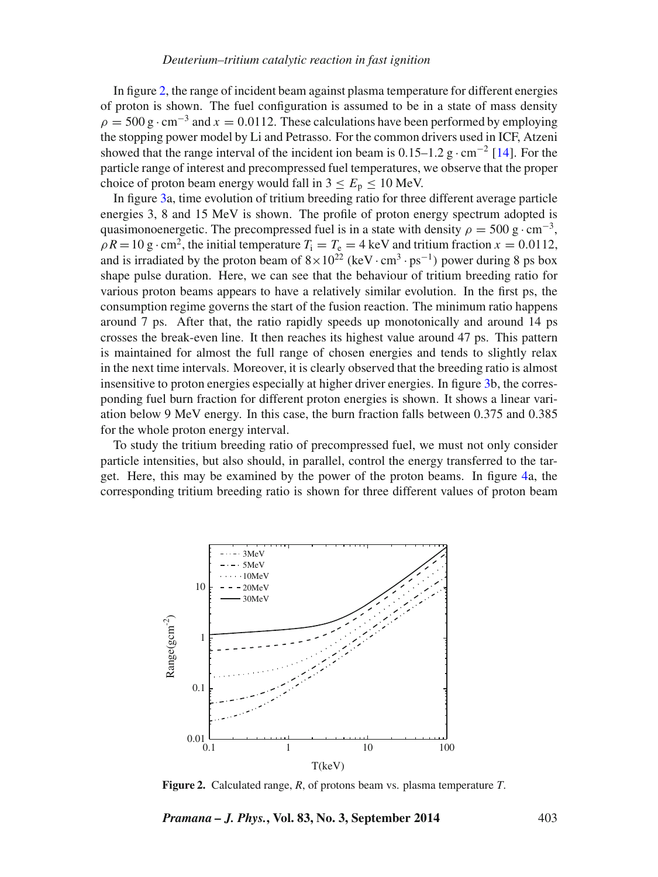In figure 2, the range of incident beam against plasma temperature for different energies of proton is shown. The fuel configuration is assumed to be in a state of mass density $\rho = 500\ \mathrm{g \cdot cm^{-3}}$ and $x = 0.0112$. These calculations have been performed by employing the stopping power model by Li and Petrasso. For the common drivers used in ICF, Atzeni showed that the range interval of the incident ion beam is 0.15–1.2 $\mathrm{g \cdot cm^{-2}}$ [14]. For the particle range of interest and precompressed fuel temperatures, we observe that the proper choice of proton beam energy would fall in $3 \le E_p \le 10$ MeV.

In figure 3a, time evolution of tritium breeding ratio for three different average particle energies 3, 8 and 15 MeV is shown. The profile of proton energy spectrum adopted is quasimonoenergetic. The precompressed fuel is in a state with density $\rho = 500\ \mathrm{g \cdot cm^{-3}}$, $\rho R = 10\ \mathrm{g \cdot cm^2}$, the initial temperature $T_i = T_e = 4$ keV and tritium fraction $x = 0.0112$, and is irradiated by the proton beam of $8 \times 10^{22}$ $(\mathrm{keV \cdot cm^3 \cdot ps^{-1}})$ power during 8 ps box shape pulse duration. Here, we can see that the behaviour of tritium breeding ratio for various proton beams appears to have a relatively similar evolution. In the first ps, the consumption regime governs the start of the fusion reaction. The minimum ratio happens around 7 ps. After that, the ratio rapidly speeds up monotonically and around 14 ps crosses the break-even line. It then reaches its highest value around 47 ps. This pattern is maintained for almost the full range of chosen energies and tends to slightly relax in the next time intervals. Moreover, it is clearly observed that the breeding ratio is almost insensitive to proton energies especially at higher driver energies. In figure 3b, the corresponding fuel burn fraction for different proton energies is shown. It shows a linear variation below 9 MeV energy. In this case, the burn fraction falls between 0.375 and 0.385 for the whole proton energy interval.

To study the tritium breeding ratio of precompressed fuel, we must not only consider particle intensities, but also should, in parallel, control the energy transferred to the target. Here, this may be examined by the power of the proton beams. In figure 4a, the corresponding tritium breeding ratio is shown for three different values of proton beam

**Figure 2.** Calculated range, $R$, of protons beam vs. plasma temperature $T$.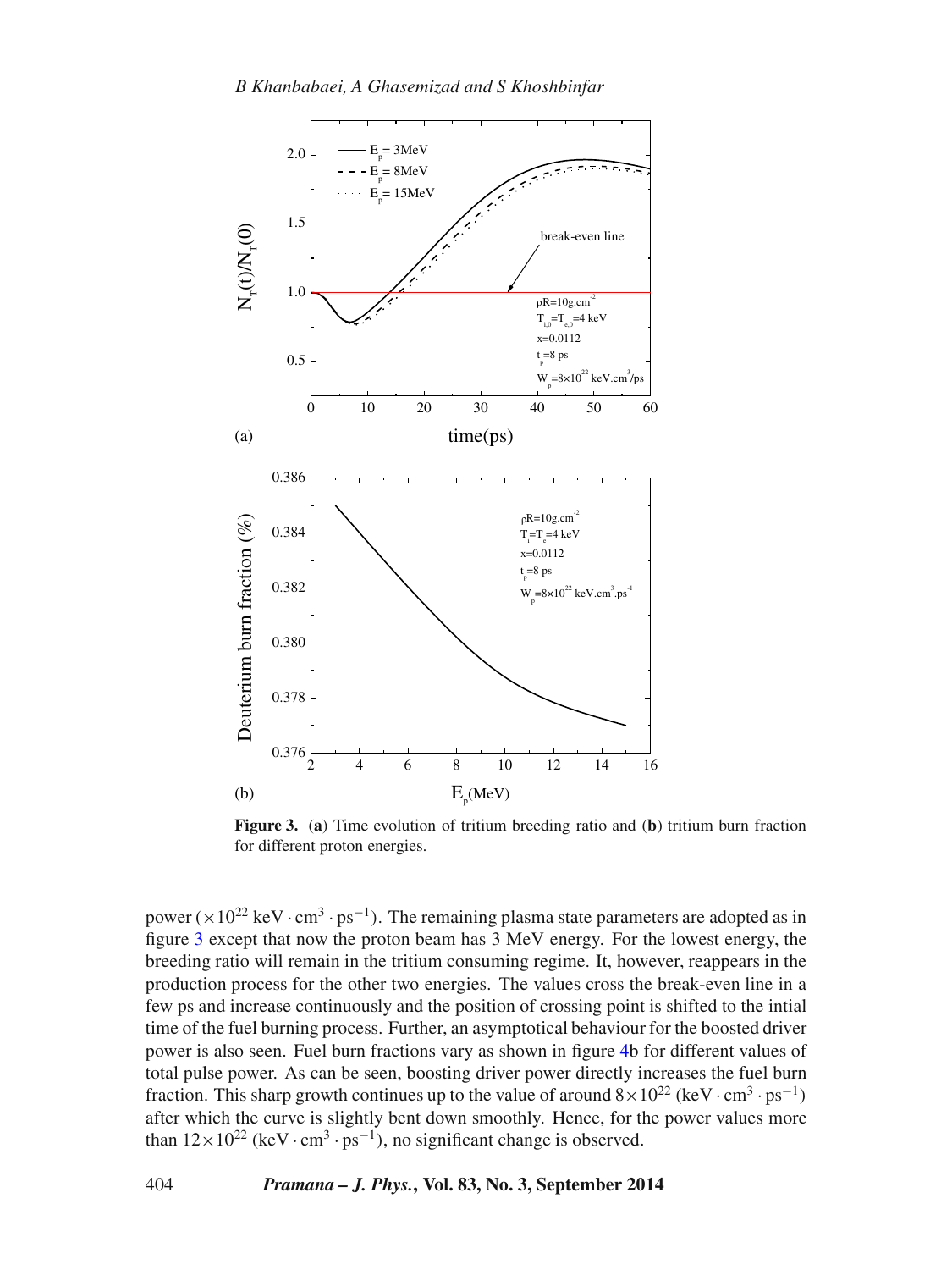**Figure 3.** (**a**) Time evolution of tritium breeding ratio and (**b**) tritium burn fraction for different proton energies.

power ($\times 10^{22}$ keV $\cdot$ cm$^3$ $\cdot$ ps$^{-1}$). The remaining plasma state parameters are adopted as in figure 3 except that now the proton beam has 3 MeV energy. For the lowest energy, the breeding ratio will remain in the tritium consuming regime. It, however, reappears in the production process for the other two energies. The values cross the break-even line in a few ps and increase continuously and the position of crossing point is shifted to the intial time of the fuel burning process. Further, an asymptotical behaviour for the boosted driver power is also seen. Fuel burn fractions vary as shown in figure 4b for different values of total pulse power. As can be seen, boosting driver power directly increases the fuel burn fraction. This sharp growth continues up to the value of around $8 \times 10^{22}$ (keV $\cdot$ cm$^3$ $\cdot$ ps$^{-1}$) after which the curve is slightly bent down smoothly. Hence, for the power values more than $12 \times 10^{22}$ (keV $\cdot$ cm$^3$ $\cdot$ ps$^{-1}$), no significant change is observed.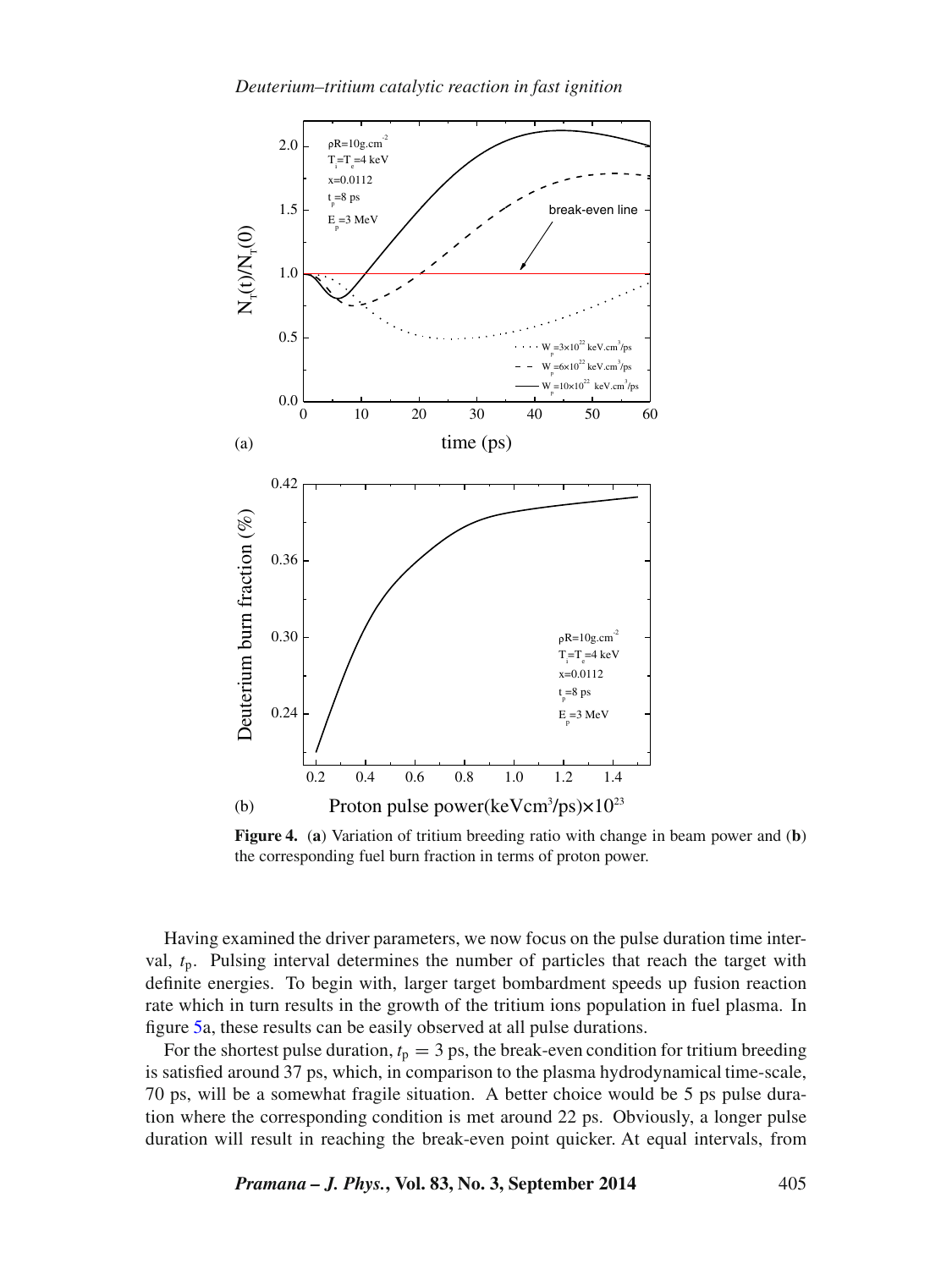**Figure 4.** (**a**) Variation of tritium breeding ratio with change in beam power and (**b**) the corresponding fuel burn fraction in terms of proton power.

Having examined the driver parameters, we now focus on the pulse duration time interval, $t_p$. Pulsing interval determines the number of particles that reach the target with definite energies. To begin with, larger target bombardment speeds up fusion reaction rate which in turn results in the growth of the tritium ions population in fuel plasma. In figure 5a, these results can be easily observed at all pulse durations.

For the shortest pulse duration, $t_p = 3$ ps, the break-even condition for tritium breeding is satisfied around 37 ps, which, in comparison to the plasma hydrodynamical time-scale, 70 ps, will be a somewhat fragile situation. A better choice would be 5 ps pulse duration where the corresponding condition is met around 22 ps. Obviously, a longer pulse duration will result in reaching the break-even point quicker. At equal intervals, from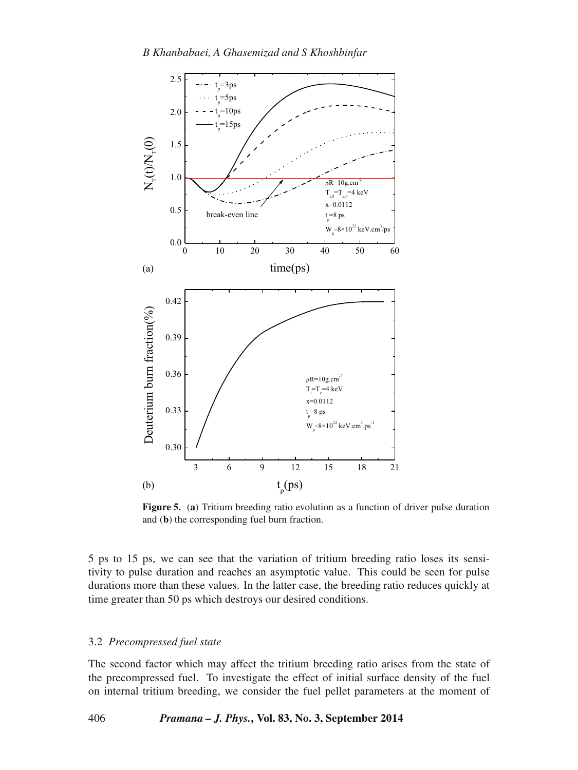**Figure 5.** (**a**) Tritium breeding ratio evolution as a function of driver pulse duration and (**b**) the corresponding fuel burn fraction.

5 ps to 15 ps, we can see that the variation of tritium breeding ratio loses its sensitivity to pulse duration and reaches an asymptotic value. This could be seen for pulse durations more than these values. In the latter case, the breeding ratio reduces quickly at time greater than 50 ps which destroys our desired conditions.

### 3.2 *Precompressed fuel state*

The second factor which may affect the tritium breeding ratio arises from the state of the precompressed fuel. To investigate the effect of initial surface density of the fuel on internal tritium breeding, we consider the fuel pellet parameters at the moment of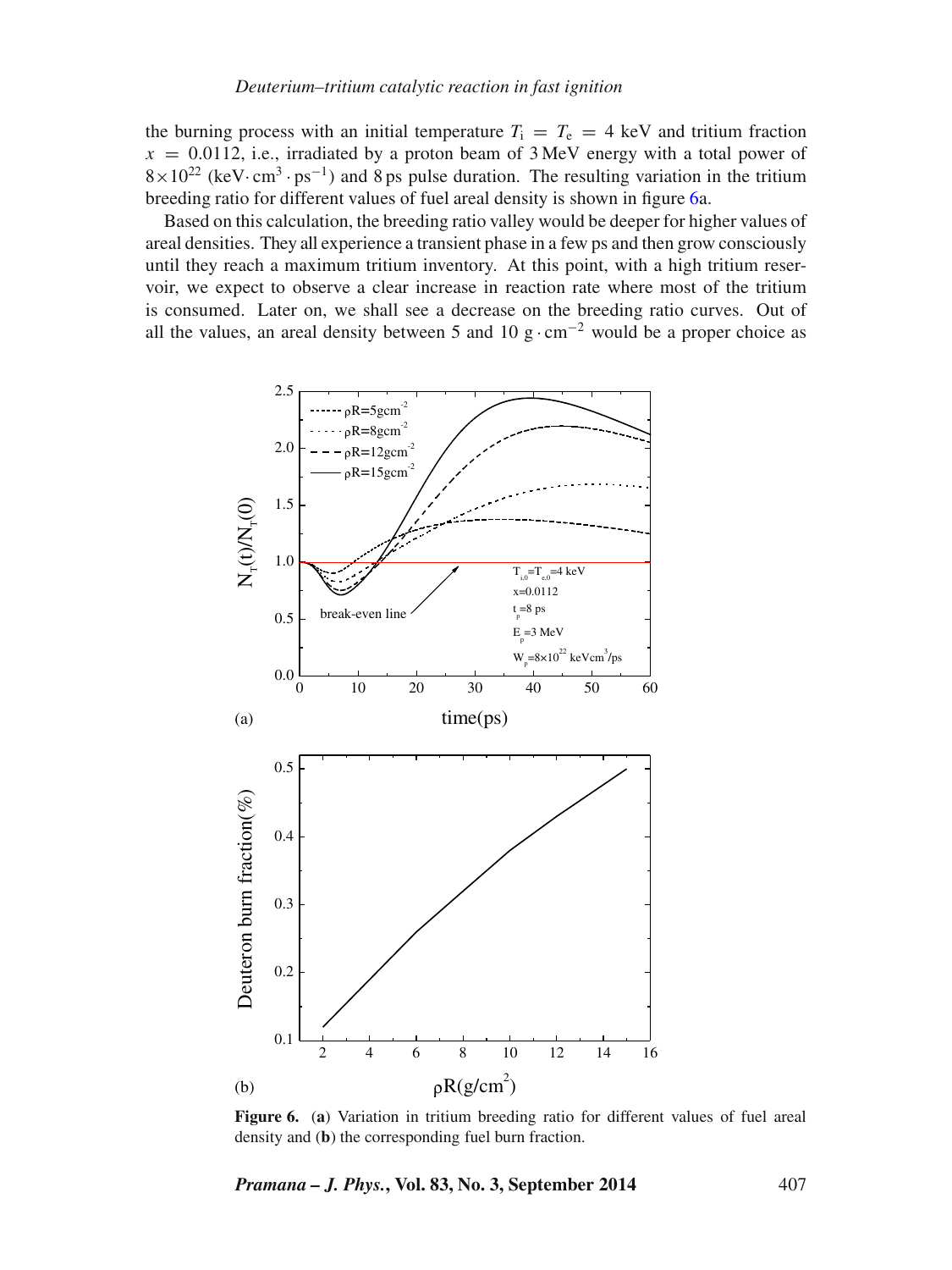the burning process with an initial temperature $T_i = T_e = 4$ keV and tritium fraction $x = 0.0112$, i.e., irradiated by a proton beam of 3 MeV energy with a total power of $8 \times 10^{22}$ (keV $\cdot$ cm$^3 \cdot$ ps$^{-1}$) and 8 ps pulse duration. The resulting variation in the tritium breeding ratio for different values of fuel areal density is shown in figure 6a.

Based on this calculation, the breeding ratio valley would be deeper for higher values of areal densities. They all experience a transient phase in a few ps and then grow consciously until they reach a maximum tritium inventory. At this point, with a high tritium reservoir, we expect to observe a clear increase in reaction rate where most of the tritium is consumed. Later on, we shall see a decrease on the breeding ratio curves. Out of all the values, an areal density between 5 and 10 g $\cdot$ cm$^{-2}$ would be a proper choice as

**Figure 6.** (**a**) Variation in tritium breeding ratio for different values of fuel areal density and (**b**) the corresponding fuel burn fraction.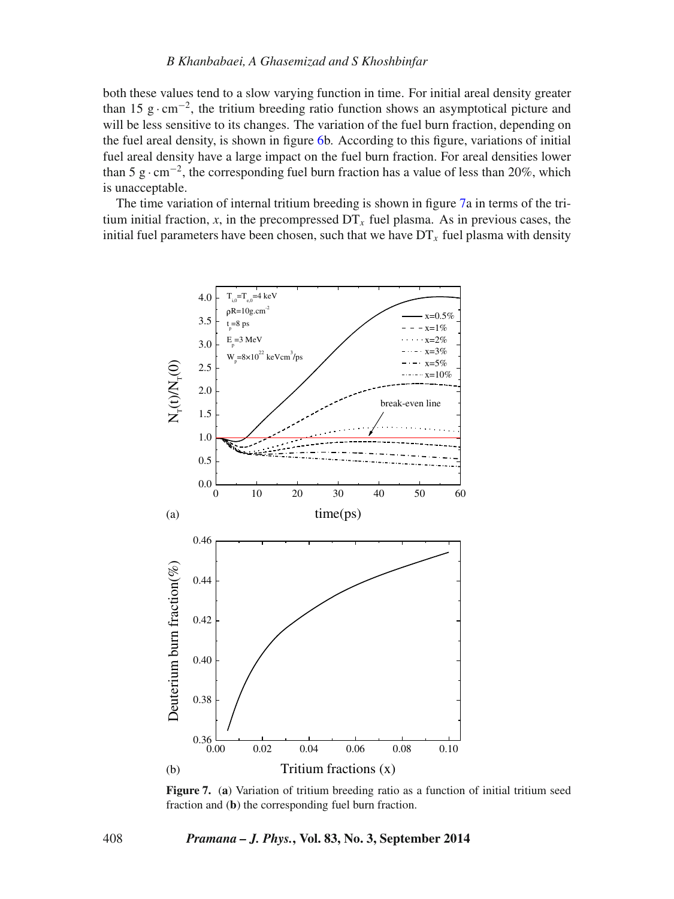both these values tend to a slow varying function in time. For initial areal density greater than 15 g $\cdot$ cm$^{-2}$, the tritium breeding ratio function shows an asymptotical picture and will be less sensitive to its changes. The variation of the fuel burn fraction, depending on the fuel areal density, is shown in figure 6b. According to this figure, variations of initial fuel areal density have a large impact on the fuel burn fraction. For areal densities lower than 5 g $\cdot$ cm$^{-2}$, the corresponding fuel burn fraction has a value of less than 20%, which is unacceptable.

The time variation of internal tritium breeding is shown in figure 7a in terms of the tritium initial fraction, $x$, in the precompressed $DT_x$ fuel plasma. As in previous cases, the initial fuel parameters have been chosen, such that we have $DT_x$ fuel plasma with density

**Figure 7.** (**a**) Variation of tritium breeding ratio as a function of initial tritium seed fraction and (**b**) the corresponding fuel burn fraction.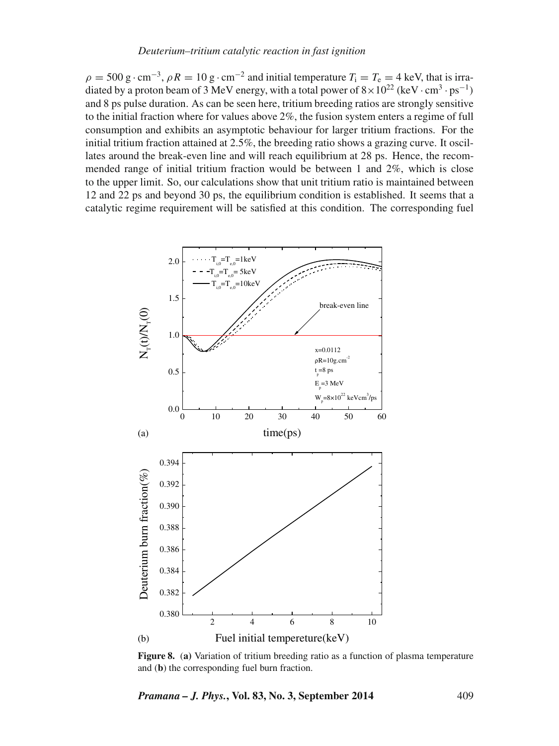$\rho = 500\ \mathrm{g \cdot cm^{-3}}$, $\rho R = 10\ \mathrm{g \cdot cm^{-2}}$ and initial temperature $T_\mathrm{i} = T_\mathrm{e} = 4$ keV, that is irradiated by a proton beam of 3 MeV energy, with a total power of $8\times10^{22}$ ($\mathrm{keV \cdot cm^3 \cdot ps^{-1}}$) and 8 ps pulse duration. As can be seen here, tritium breeding ratios are strongly sensitive to the initial fraction where for values above 2%, the fusion system enters a regime of full consumption and exhibits an asymptotic behaviour for larger tritium fractions. For the initial tritium fraction attained at 2.5%, the breeding ratio shows a grazing curve. It oscillates around the break-even line and will reach equilibrium at 28 ps. Hence, the recommended range of initial tritium fraction would be between 1 and 2%, which is close to the upper limit. So, our calculations show that unit tritium ratio is maintained between 12 and 22 ps and beyond 30 ps, the equilibrium condition is established. It seems that a catalytic regime requirement will be satisfied at this condition. The corresponding fuel

**Figure 8.** (**a**) Variation of tritium breeding ratio as a function of plasma temperature and (**b**) the corresponding fuel burn fraction.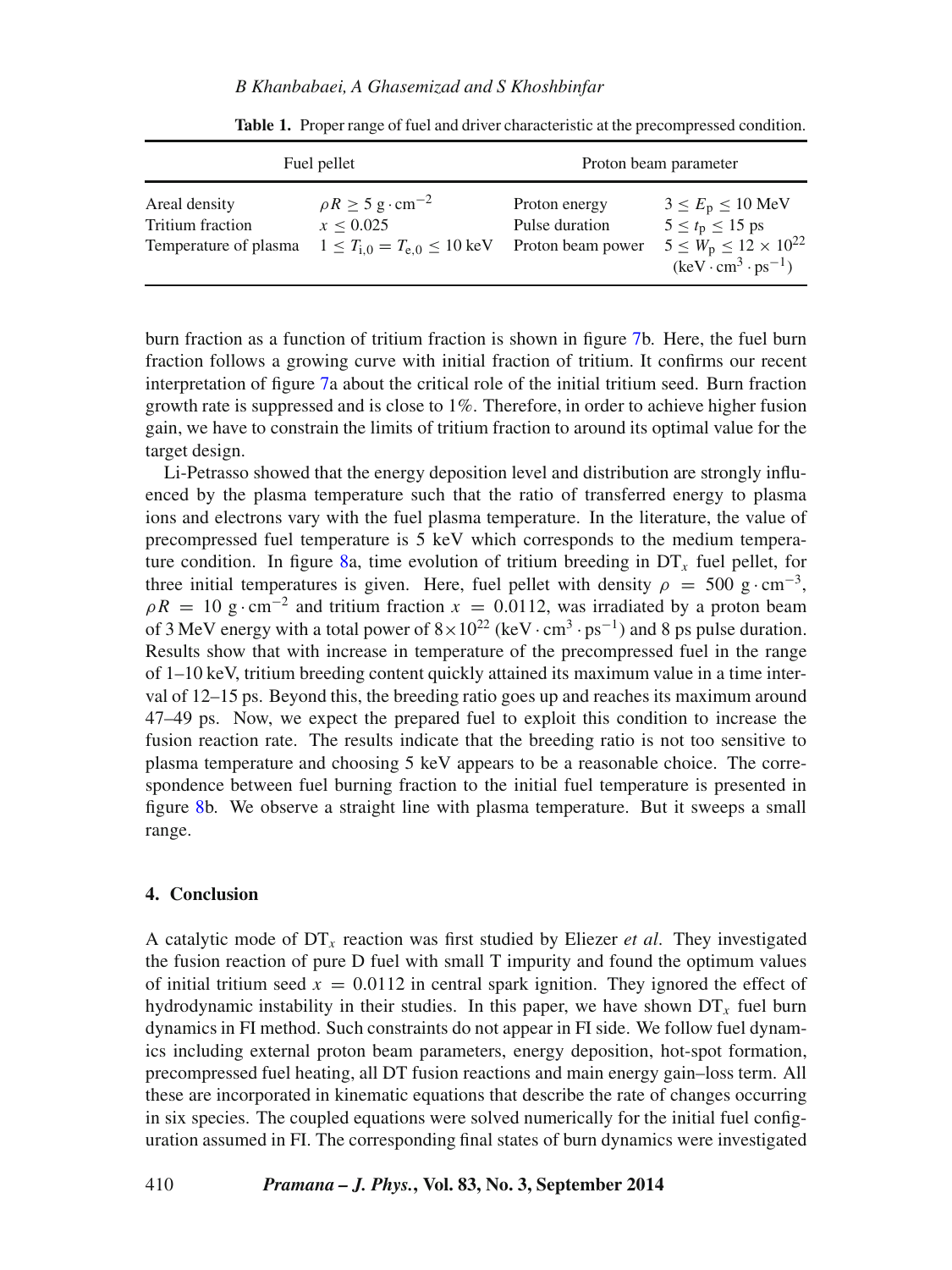**Table 1.** Proper range of fuel and driver characteristic at the precompressed condition.

| Fuel pellet | | Proton beam parameter | |
|---|---|---|---|
| Areal density | $\rho R \geq 5\ \mathrm{g\cdot cm^{-2}}$ | Proton energy | $3 \leq E_\mathrm{p} \leq 10$ MeV |
| Tritium fraction | $x \leq 0.025$ | Pulse duration | $5 \leq t_\mathrm{p} \leq 15$ ps |
| Temperature of plasma | $1 \leq T_{\mathrm{i},0} = T_{\mathrm{e},0} \leq 10$ keV | Proton beam power | $5 \leq W_\mathrm{p} \leq 12 \times 10^{22}$ $(\mathrm{keV\cdot cm^3\cdot ps^{-1}})$ |

burn fraction as a function of tritium fraction is shown in figure 7b. Here, the fuel burn fraction follows a growing curve with initial fraction of tritium. It confirms our recent interpretation of figure 7a about the critical role of the initial tritium seed. Burn fraction growth rate is suppressed and is close to 1%. Therefore, in order to achieve higher fusion gain, we have to constrain the limits of tritium fraction to around its optimal value for the target design.

Li-Petrasso showed that the energy deposition level and distribution are strongly influenced by the plasma temperature such that the ratio of transferred energy to plasma ions and electrons vary with the fuel plasma temperature. In the literature, the value of precompressed fuel temperature is 5 keV which corresponds to the medium temperature condition. In figure 8a, time evolution of tritium breeding in $\mathrm{DT}_x$ fuel pellet, for three initial temperatures is given. Here, fuel pellet with density $\rho = 500\ \mathrm{g\cdot cm^{-3}}$, $\rho R = 10\ \mathrm{g\cdot cm^{-2}}$ and tritium fraction $x = 0.0112$, was irradiated by a proton beam of 3 MeV energy with a total power of $8\times10^{22}$ $(\mathrm{keV\cdot cm^3\cdot ps^{-1}})$ and 8 ps pulse duration. Results show that with increase in temperature of the precompressed fuel in the range of 1–10 keV, tritium breeding content quickly attained its maximum value in a time interval of 12–15 ps. Beyond this, the breeding ratio goes up and reaches its maximum around 47–49 ps. Now, we expect the prepared fuel to exploit this condition to increase the fusion reaction rate. The results indicate that the breeding ratio is not too sensitive to plasma temperature and choosing 5 keV appears to be a reasonable choice. The correspondence between fuel burning fraction to the initial fuel temperature is presented in figure 8b. We observe a straight line with plasma temperature. But it sweeps a small range.

## 4. Conclusion

A catalytic mode of $\mathrm{DT}_x$ reaction was first studied by Eliezer *et al*. They investigated the fusion reaction of pure D fuel with small T impurity and found the optimum values of initial tritium seed $x = 0.0112$ in central spark ignition. They ignored the effect of hydrodynamic instability in their studies. In this paper, we have shown $\mathrm{DT}_x$ fuel burn dynamics in FI method. Such constraints do not appear in FI side. We follow fuel dynamics including external proton beam parameters, energy deposition, hot-spot formation, precompressed fuel heating, all DT fusion reactions and main energy gain–loss term. All these are incorporated in kinematic equations that describe the rate of changes occurring in six species. The coupled equations were solved numerically for the initial fuel configuration assumed in FI. The corresponding final states of burn dynamics were investigated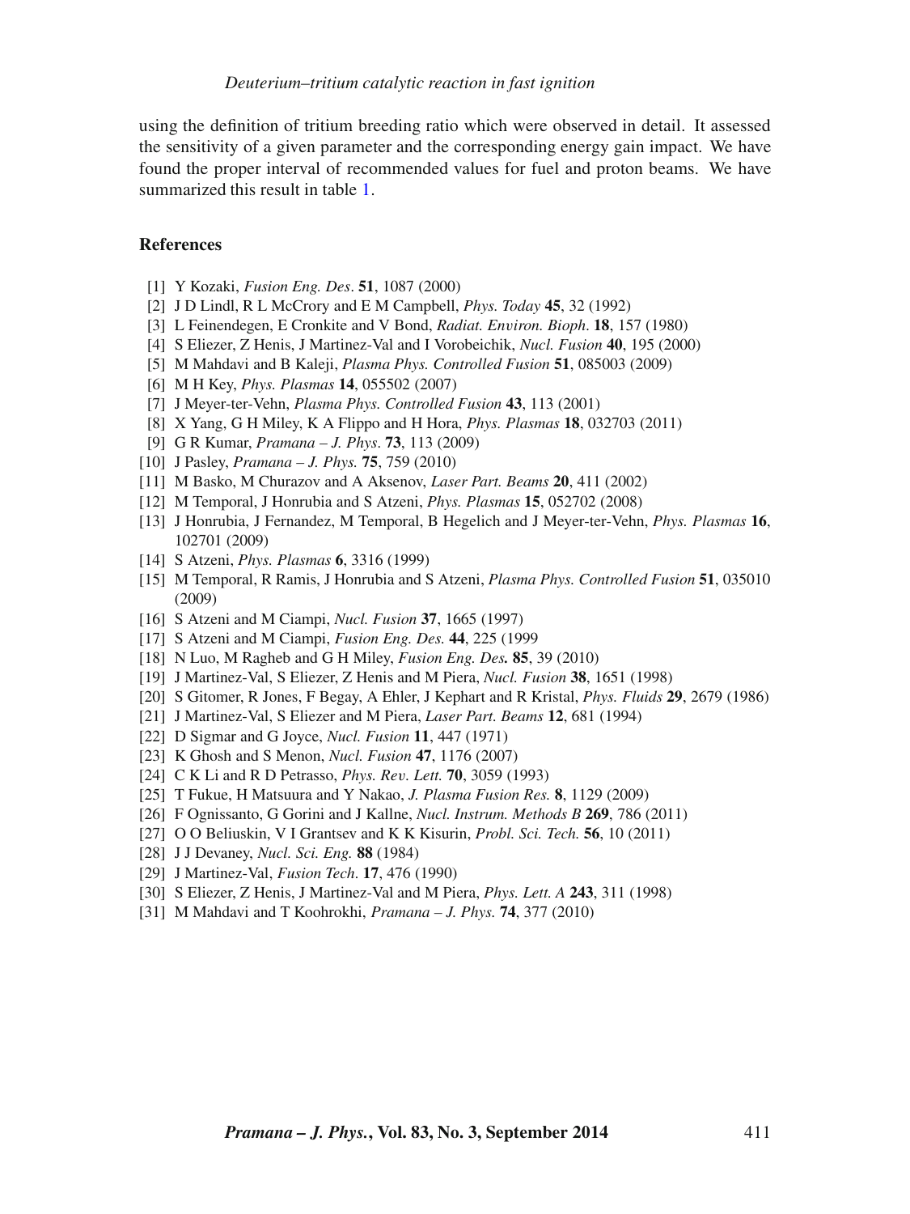using the definition of tritium breeding ratio which were observed in detail. It assessed the sensitivity of a given parameter and the corresponding energy gain impact. We have found the proper interval of recommended values for fuel and proton beams. We have summarized this result in table 1.

## References

[1] Y Kozaki, *Fusion Eng. Des*. **51**, 1087 (2000)
[2] J D Lindl, R L McCrory and E M Campbell, *Phys. Today* **45**, 32 (1992)
[3] L Feinendegen, E Cronkite and V Bond, *Radiat. Environ. Bioph*. **18**, 157 (1980)
[4] S Eliezer, Z Henis, J Martinez-Val and I Vorobeichik, *Nucl. Fusion* **40**, 195 (2000)
[5] M Mahdavi and B Kaleji, *Plasma Phys. Controlled Fusion* **51**, 085003 (2009)
[6] M H Key, *Phys. Plasmas* **14**, 055502 (2007)
[7] J Meyer-ter-Vehn, *Plasma Phys. Controlled Fusion* **43**, 113 (2001)
[8] X Yang, G H Miley, K A Flippo and H Hora, *Phys. Plasmas* **18**, 032703 (2011)
[9] G R Kumar, *Pramana – J. Phys*. **73**, 113 (2009)
[10] J Pasley, *Pramana – J. Phys.* **75**, 759 (2010)
[11] M Basko, M Churazov and A Aksenov, *Laser Part. Beams* **20**, 411 (2002)
[12] M Temporal, J Honrubia and S Atzeni, *Phys. Plasmas* **15**, 052702 (2008)
[13] J Honrubia, J Fernandez, M Temporal, B Hegelich and J Meyer-ter-Vehn, *Phys. Plasmas* **16**, 102701 (2009)
[14] S Atzeni, *Phys. Plasmas* **6**, 3316 (1999)
[15] M Temporal, R Ramis, J Honrubia and S Atzeni, *Plasma Phys. Controlled Fusion* **51**, 035010 (2009)
[16] S Atzeni and M Ciampi, *Nucl. Fusion* **37**, 1665 (1997)
[17] S Atzeni and M Ciampi, *Fusion Eng. Des.* **44**, 225 (1999
[18] N Luo, M Ragheb and G H Miley, *Fusion Eng. Des.* **85**, 39 (2010)
[19] J Martinez-Val, S Eliezer, Z Henis and M Piera, *Nucl. Fusion* **38**, 1651 (1998)
[20] S Gitomer, R Jones, F Begay, A Ehler, J Kephart and R Kristal, *Phys. Fluids* **29**, 2679 (1986)
[21] J Martinez-Val, S Eliezer and M Piera, *Laser Part. Beams* **12**, 681 (1994)
[22] D Sigmar and G Joyce, *Nucl. Fusion* **11**, 447 (1971)
[23] K Ghosh and S Menon, *Nucl. Fusion* **47**, 1176 (2007)
[24] C K Li and R D Petrasso, *Phys. Rev. Lett.* **70**, 3059 (1993)
[25] T Fukue, H Matsuura and Y Nakao, *J. Plasma Fusion Res.* **8**, 1129 (2009)
[26] F Ognissanto, G Gorini and J Kallne, *Nucl. Instrum. Methods B* **269**, 786 (2011)
[27] O O Beliuskin, V I Grantsev and K K Kisurin, *Probl. Sci. Tech.* **56**, 10 (2011)
[28] J J Devaney, *Nucl. Sci. Eng.* **88** (1984)
[29] J Martinez-Val, *Fusion Tech*. **17**, 476 (1990)
[30] S Eliezer, Z Henis, J Martinez-Val and M Piera, *Phys. Lett. A* **243**, 311 (1998)
[31] M Mahdavi and T Koohrokhi, *Pramana – J. Phys.* **74**, 377 (2010)